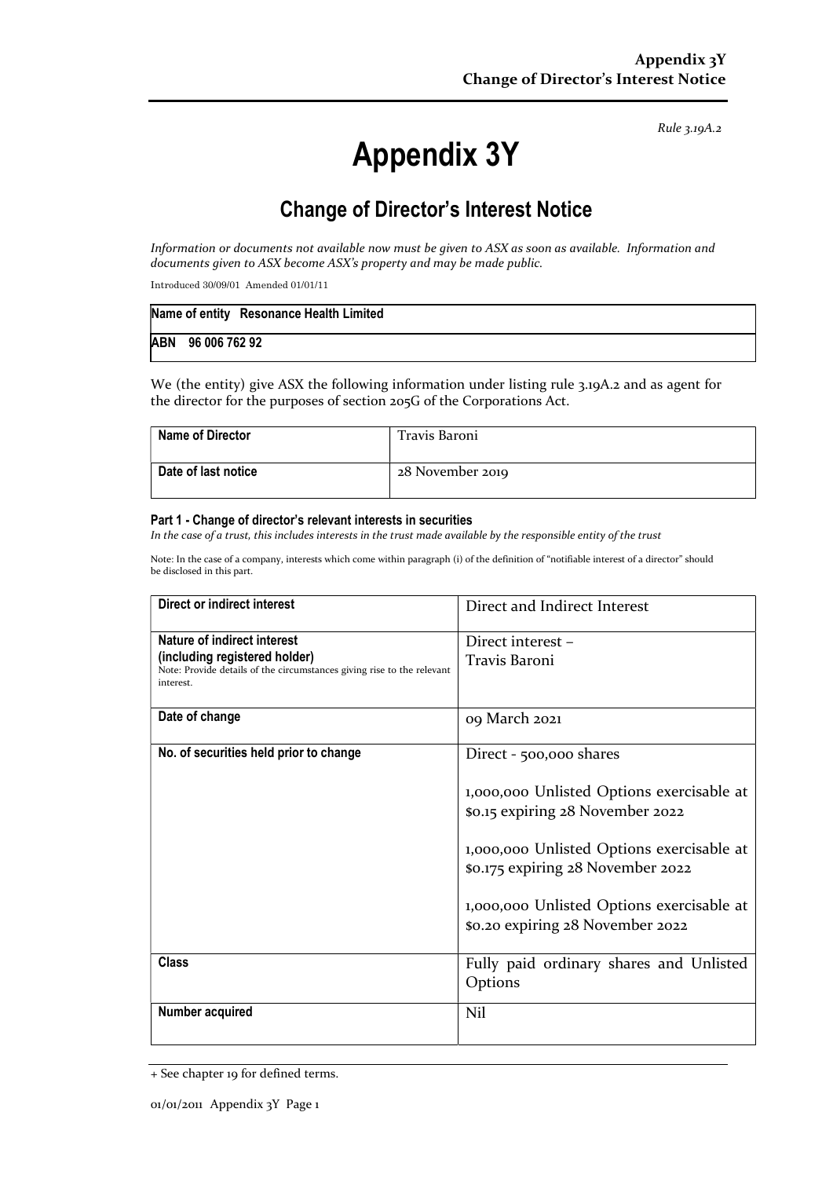*Rule 3.19A.2*

# Appendix 3Y

## Change of Director's Interest Notice

*Information or documents not available now must be given to ASX as soon as available. Information and documents given to ASX become ASX's property and may be made public.*

Introduced 30/09/01 Amended 01/01/11

| Name of entity Resonance Health Limited |
|---|
| ABN 96 006 762 92 |

We (the entity) give ASX the following information under listing rule 3.19A.2 and as agent for the director for the purposes of section 205G of the Corporations Act.

| Name of Director | Travis Baroni |
|---|---|
| Date of last notice | 28 November 2019 |

**Part 1 - Change of director's relevant interests in securities**

*In the case of a trust, this includes interests in the trust made available by the responsible entity of the trust*

Note: In the case of a company, interests which come within paragraph (i) of the definition of "notifiable interest of a director" should be disclosed in this part.

| Direct or indirect interest | Direct and Indirect Interest |
|---|---|
| **Nature of indirect interest (including registered holder)**<br>Note: Provide details of the circumstances giving rise to the relevant interest. | Direct interest –<br>Travis Baroni |
| **Date of change** | 09 March 2021 |
| **No. of securities held prior to change** | Direct - 500,000 shares<br><br>1,000,000 Unlisted Options exercisable at \$0.15 expiring 28 November 2022<br><br>1,000,000 Unlisted Options exercisable at \$0.175 expiring 28 November 2022<br><br>1,000,000 Unlisted Options exercisable at \$0.20 expiring 28 November 2022 |
| **Class** | Fully paid ordinary shares and Unlisted Options |
| **Number acquired** | Nil |

+ See chapter 19 for defined terms.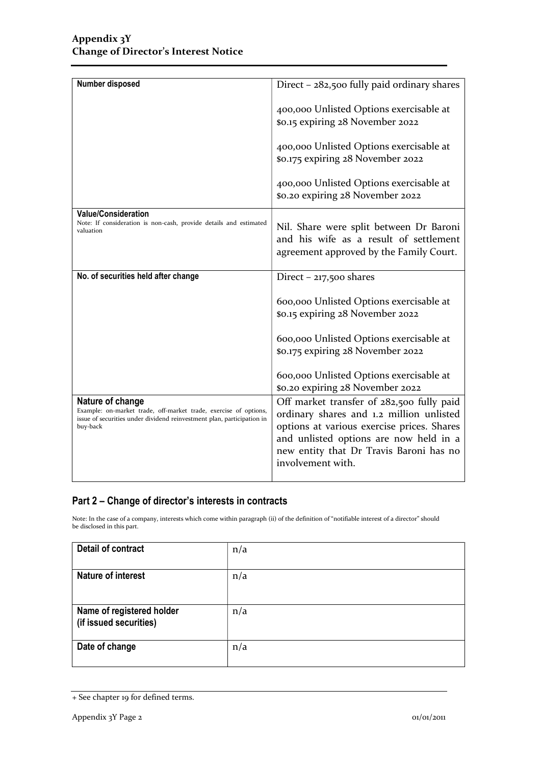| Number disposed | Direct – 282,500 fully paid ordinary shares<br><br>400,000 Unlisted Options exercisable at \$0.15 expiring 28 November 2022<br><br>400,000 Unlisted Options exercisable at \$0.175 expiring 28 November 2022<br><br>400,000 Unlisted Options exercisable at \$0.20 expiring 28 November 2022 |
|---|---|
| **Value/Consideration**<br>Note: If consideration is non-cash, provide details and estimated valuation | Nil. Share were split between Dr Baroni and his wife as a result of settlement agreement approved by the Family Court. |
| **No. of securities held after change** | Direct – 217,500 shares<br><br>600,000 Unlisted Options exercisable at \$0.15 expiring 28 November 2022<br><br>600,000 Unlisted Options exercisable at \$0.175 expiring 28 November 2022<br><br>600,000 Unlisted Options exercisable at \$0.20 expiring 28 November 2022 |
| **Nature of change**<br>Example: on-market trade, off-market trade, exercise of options, issue of securities under dividend reinvestment plan, participation in buy-back | Off market transfer of 282,500 fully paid ordinary shares and 1.2 million unlisted options at various exercise prices. Shares and unlisted options are now held in a new entity that Dr Travis Baroni has no involvement with. |

## Part 2 – Change of director's interests in contracts

Note: In the case of a company, interests which come within paragraph (ii) of the definition of "notifiable interest of a director" should be disclosed in this part.

| Detail of contract | n/a |
|---|---|
| **Nature of interest** | n/a |
| **Name of registered holder (if issued securities)** | n/a |
| **Date of change** | n/a |

+ See chapter 19 for defined terms.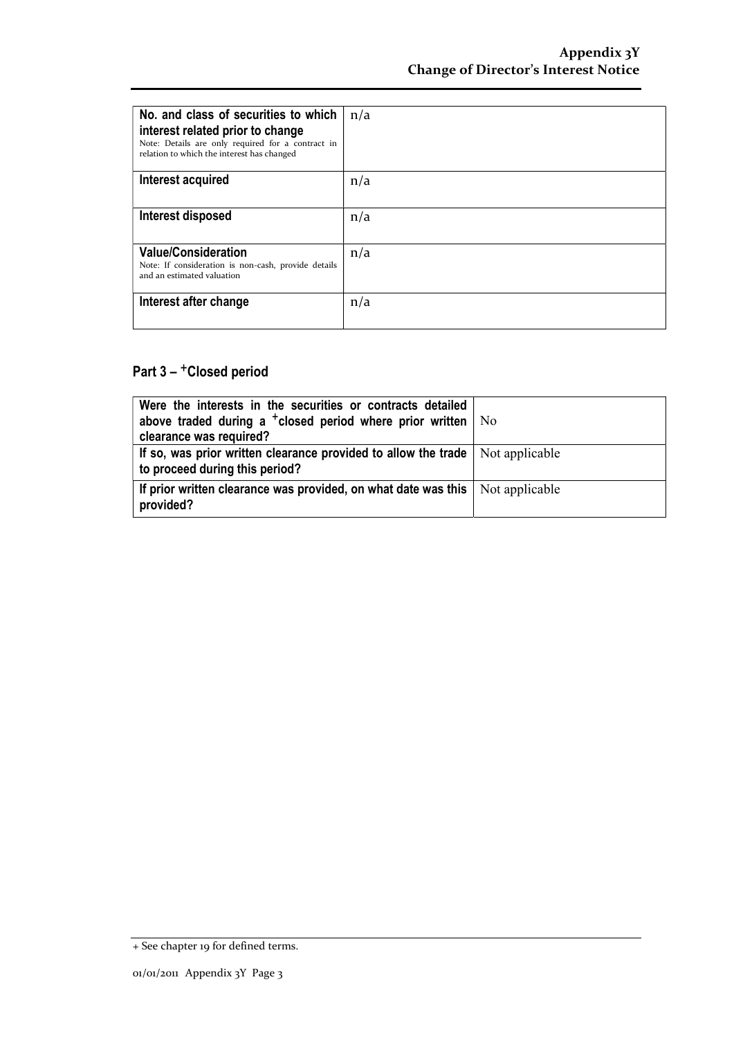| | |
|---|---|
| **No. and class of securities to which interest related prior to change** Note: Details are only required for a contract in relation to which the interest has changed | n/a |
| **Interest acquired** | n/a |
| **Interest disposed** | n/a |
| **Value/Consideration** Note: If consideration is non-cash, provide details and an estimated valuation | n/a |
| **Interest after change** | n/a |

## Part 3 – +Closed period

| | |
|---|---|
| **Were the interests in the securities or contracts detailed above traded during a +closed period where prior written clearance was required?** | No |
| **If so, was prior written clearance provided to allow the trade to proceed during this period?** | Not applicable |
| **If prior written clearance was provided, on what date was this provided?** | Not applicable |

+ See chapter 19 for defined terms.